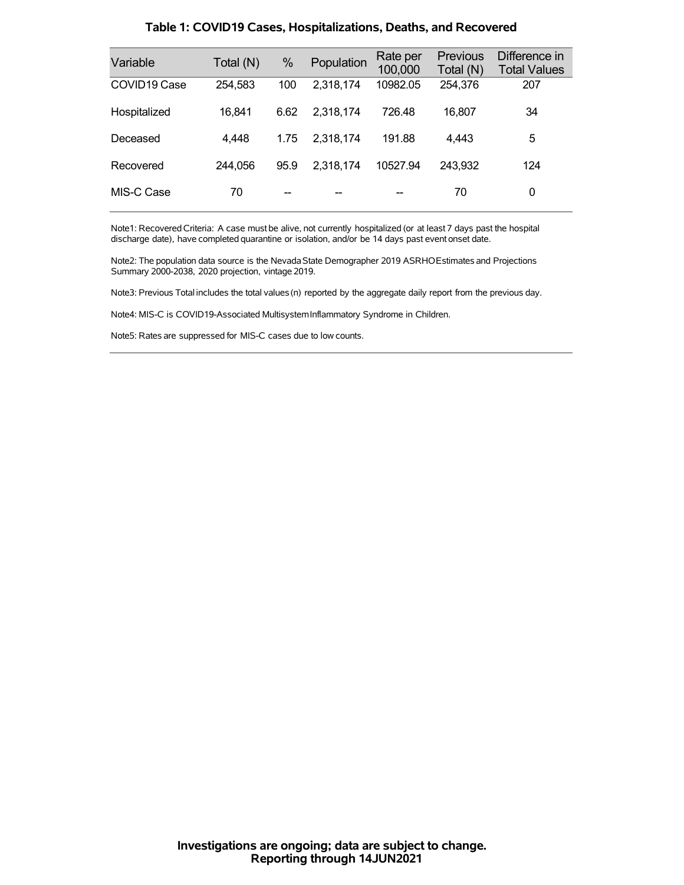## Table 1: COVID19 Cases, Hospitalizations, Deaths, and Recovered

| Variable | Total (N) | % | Population | Rate per 100,000 | Previous Total (N) | Difference in Total Values |
|---|---|---|---|---|---|---|
| COVID19 Case | 254,583 | 100 | 2,318,174 | 10982.05 | 254,376 | 207 |
| Hospitalized | 16,841 | 6.62 | 2,318,174 | 726.48 | 16,807 | 34 |
| Deceased | 4,448 | 1.75 | 2,318,174 | 191.88 | 4,443 | 5 |
| Recovered | 244,056 | 95.9 | 2,318,174 | 10527.94 | 243,932 | 124 |
| MIS-C Case | 70 | -- | -- | -- | 70 | 0 |

Note1: Recovered Criteria: A case must be alive, not currently hospitalized (or at least 7 days past the hospital discharge date), have completed quarantine or isolation, and/or be 14 days past event onset date.

Note2: The population data source is the Nevada State Demographer 2019 ASRHO Estimates and Projections Summary 2000-2038, 2020 projection, vintage 2019.

Note3: Previous Total includes the total values (n) reported by the aggregate daily report from the previous day.

Note4: MIS-C is COVID19-Associated Multisystem Inflammatory Syndrome in Children.

Note5: Rates are suppressed for MIS-C cases due to low counts.

**Investigations are ongoing; data are subject to change.**
**Reporting through 14JUN2021**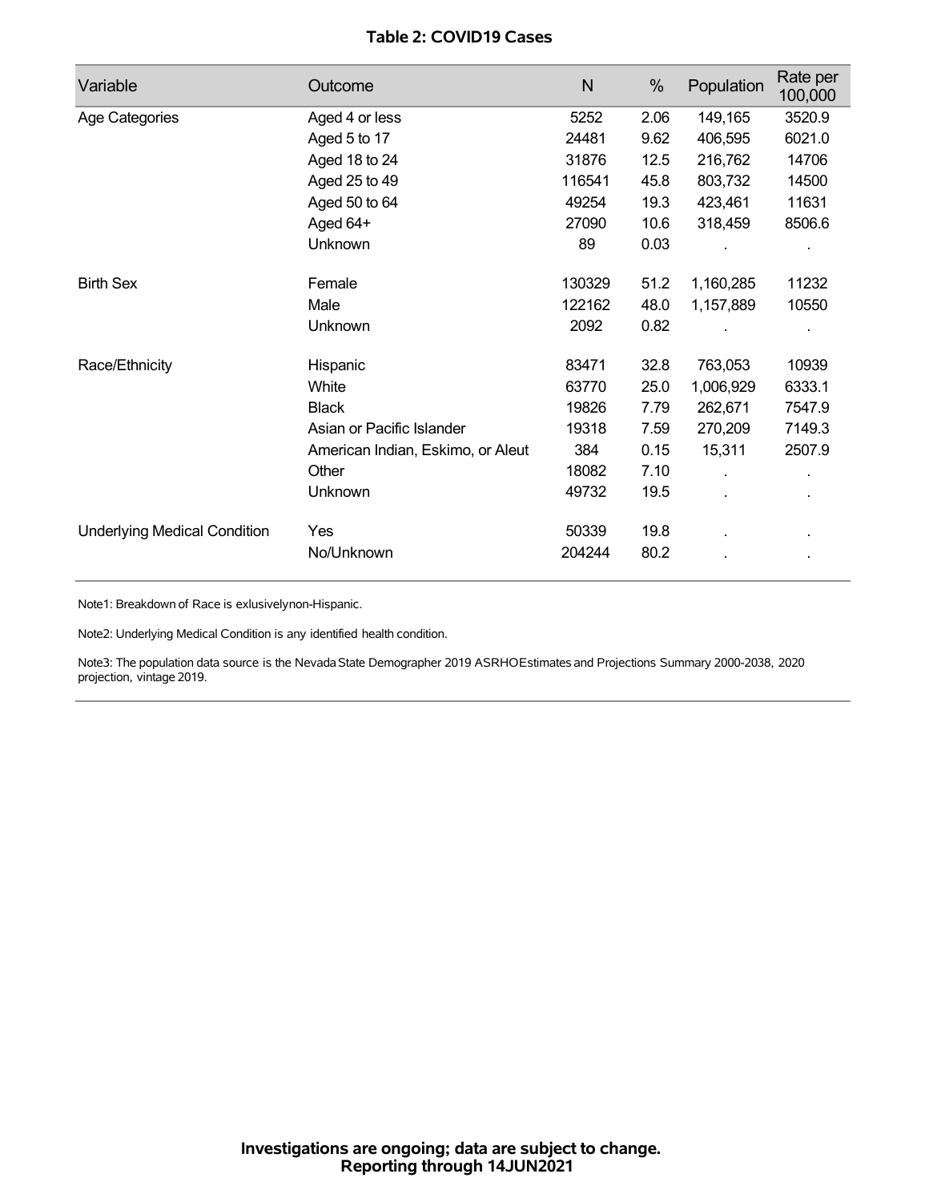**Table 2: COVID19 Cases**

| Variable | Outcome | N | % | Population | Rate per 100,000 |
|---|---|---|---|---|---|
| Age Categories | Aged 4 or less | 5252 | 2.06 | 149,165 | 3520.9 |
| | Aged 5 to 17 | 24481 | 9.62 | 406,595 | 6021.0 |
| | Aged 18 to 24 | 31876 | 12.5 | 216,762 | 14706 |
| | Aged 25 to 49 | 116541 | 45.8 | 803,732 | 14500 |
| | Aged 50 to 64 | 49254 | 19.3 | 423,461 | 11631 |
| | Aged 64+ | 27090 | 10.6 | 318,459 | 8506.6 |
| | Unknown | 89 | 0.03 | . | . |
| Birth Sex | Female | 130329 | 51.2 | 1,160,285 | 11232 |
| | Male | 122162 | 48.0 | 1,157,889 | 10550 |
| | Unknown | 2092 | 0.82 | . | . |
| Race/Ethnicity | Hispanic | 83471 | 32.8 | 763,053 | 10939 |
| | White | 63770 | 25.0 | 1,006,929 | 6333.1 |
| | Black | 19826 | 7.79 | 262,671 | 7547.9 |
| | Asian or Pacific Islander | 19318 | 7.59 | 270,209 | 7149.3 |
| | American Indian, Eskimo, or Aleut | 384 | 0.15 | 15,311 | 2507.9 |
| | Other | 18082 | 7.10 | . | . |
| | Unknown | 49732 | 19.5 | . | . |
| Underlying Medical Condition | Yes | 50339 | 19.8 | . | . |
| | No/Unknown | 204244 | 80.2 | . | . |

Note1: Breakdown of Race is exlusivelynon-Hispanic.

Note2: Underlying Medical Condition is any identified health condition.

Note3: The population data source is the Nevada State Demographer 2019 ASRHOEstimates and Projections Summary 2000-2038, 2020 projection, vintage 2019.

**Investigations are ongoing; data are subject to change.**
**Reporting through 14JUN2021**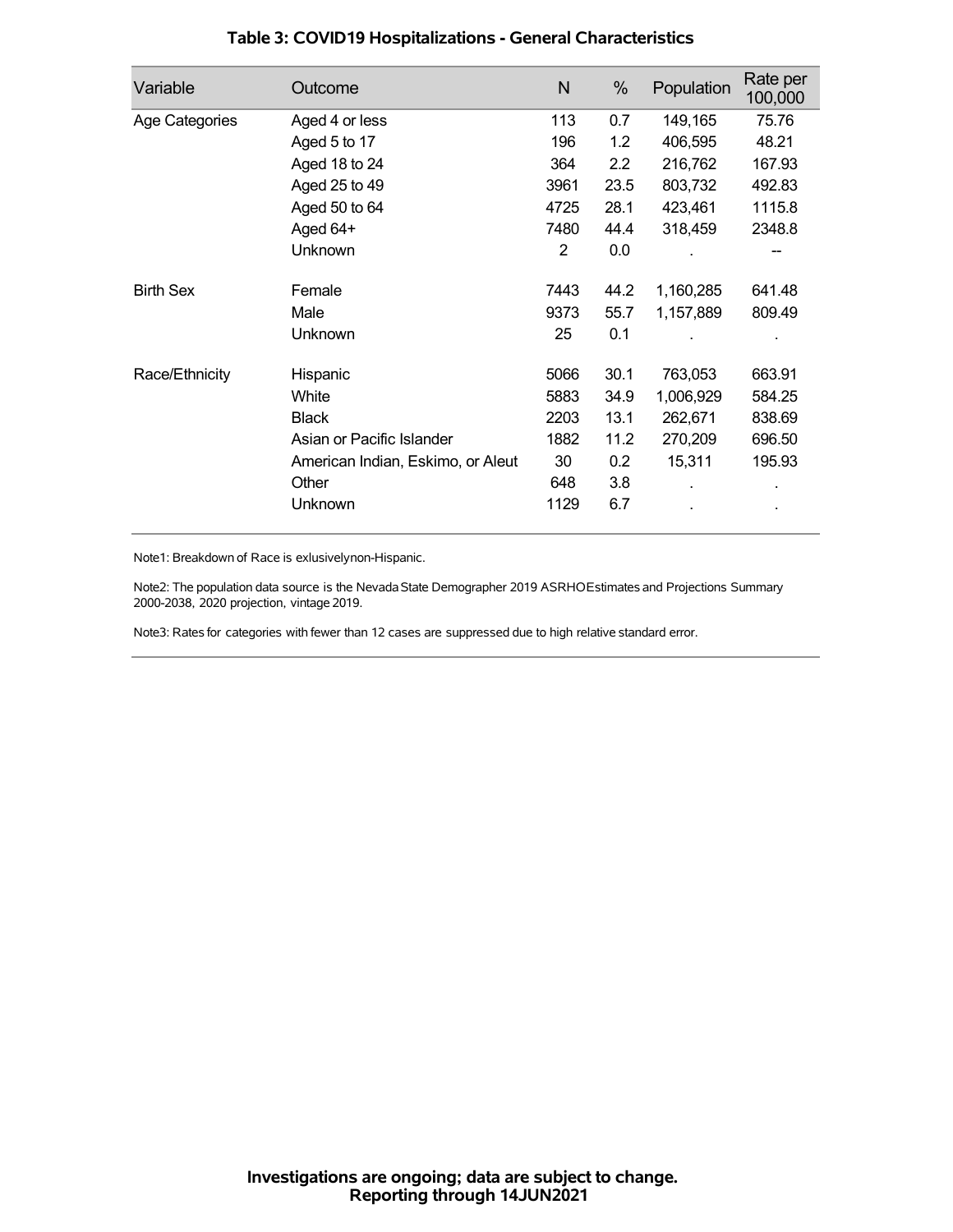## Table 3: COVID19 Hospitalizations - General Characteristics

| Variable | Outcome | N | % | Population | Rate per 100,000 |
|---|---|---|---|---|---|
| Age Categories | Aged 4 or less | 113 | 0.7 | 149,165 | 75.76 |
| | Aged 5 to 17 | 196 | 1.2 | 406,595 | 48.21 |
| | Aged 18 to 24 | 364 | 2.2 | 216,762 | 167.93 |
| | Aged 25 to 49 | 3961 | 23.5 | 803,732 | 492.83 |
| | Aged 50 to 64 | 4725 | 28.1 | 423,461 | 1115.8 |
| | Aged 64+ | 7480 | 44.4 | 318,459 | 2348.8 |
| | Unknown | 2 | 0.0 | . | -- |
| Birth Sex | Female | 7443 | 44.2 | 1,160,285 | 641.48 |
| | Male | 9373 | 55.7 | 1,157,889 | 809.49 |
| | Unknown | 25 | 0.1 | . | . |
| Race/Ethnicity | Hispanic | 5066 | 30.1 | 763,053 | 663.91 |
| | White | 5883 | 34.9 | 1,006,929 | 584.25 |
| | Black | 2203 | 13.1 | 262,671 | 838.69 |
| | Asian or Pacific Islander | 1882 | 11.2 | 270,209 | 696.50 |
| | American Indian, Eskimo, or Aleut | 30 | 0.2 | 15,311 | 195.93 |
| | Other | 648 | 3.8 | . | . |
| | Unknown | 1129 | 6.7 | . | . |

Note1: Breakdown of Race is exlusivelynon-Hispanic.

Note2: The population data source is the Nevada State Demographer 2019 ASRHOEstimates and Projections Summary 2000-2038, 2020 projection, vintage 2019.

Note3: Rates for categories with fewer than 12 cases are suppressed due to high relative standard error.

**Investigations are ongoing; data are subject to change.**
**Reporting through 14JUN2021**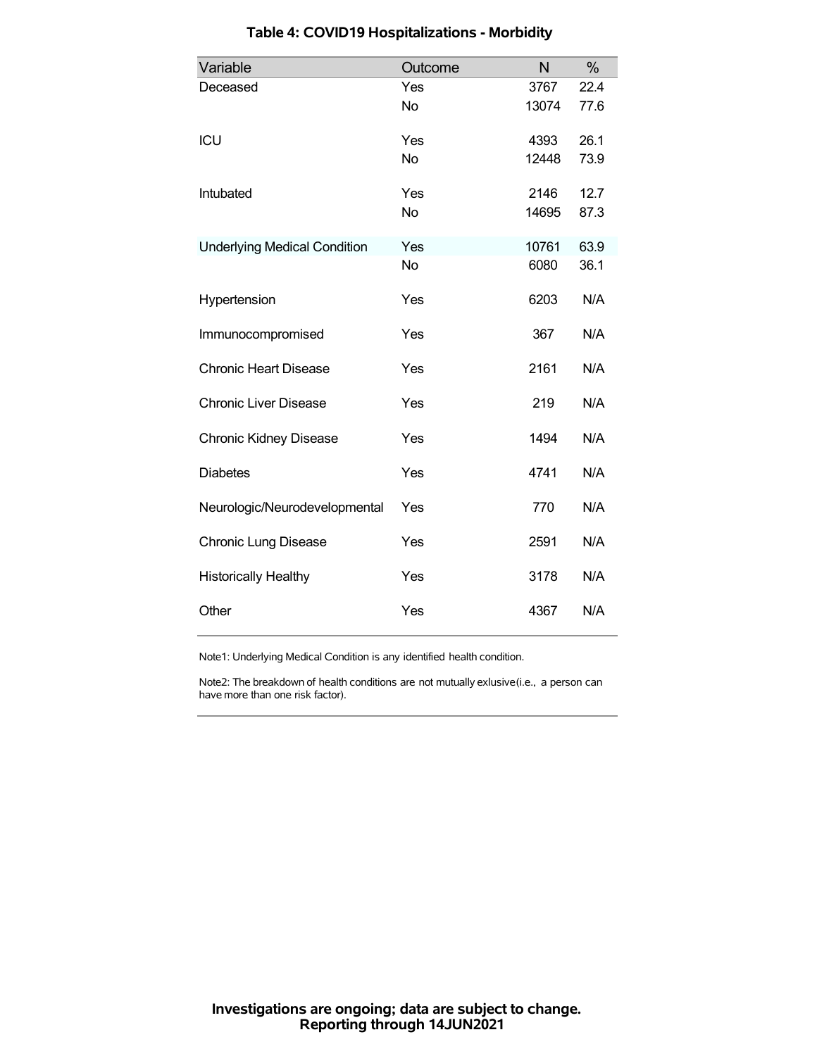**Table 4: COVID19 Hospitalizations - Morbidity**

| Variable | Outcome | N | % |
|---|---|---|---|
| Deceased | Yes | 3767 | 22.4 |
| | No | 13074 | 77.6 |
| ICU | Yes | 4393 | 26.1 |
| | No | 12448 | 73.9 |
| Intubated | Yes | 2146 | 12.7 |
| | No | 14695 | 87.3 |
| Underlying Medical Condition | Yes | 10761 | 63.9 |
| | No | 6080 | 36.1 |
| Hypertension | Yes | 6203 | N/A |
| Immunocompromised | Yes | 367 | N/A |
| Chronic Heart Disease | Yes | 2161 | N/A |
| Chronic Liver Disease | Yes | 219 | N/A |
| Chronic Kidney Disease | Yes | 1494 | N/A |
| Diabetes | Yes | 4741 | N/A |
| Neurologic/Neurodevelopmental | Yes | 770 | N/A |
| Chronic Lung Disease | Yes | 2591 | N/A |
| Historically Healthy | Yes | 3178 | N/A |
| Other | Yes | 4367 | N/A |

Note1: Underlying Medical Condition is any identified health condition.

Note2: The breakdown of health conditions are not mutually exlusive(i.e., a person can have more than one risk factor).

**Investigations are ongoing; data are subject to change.**
**Reporting through 14JUN2021**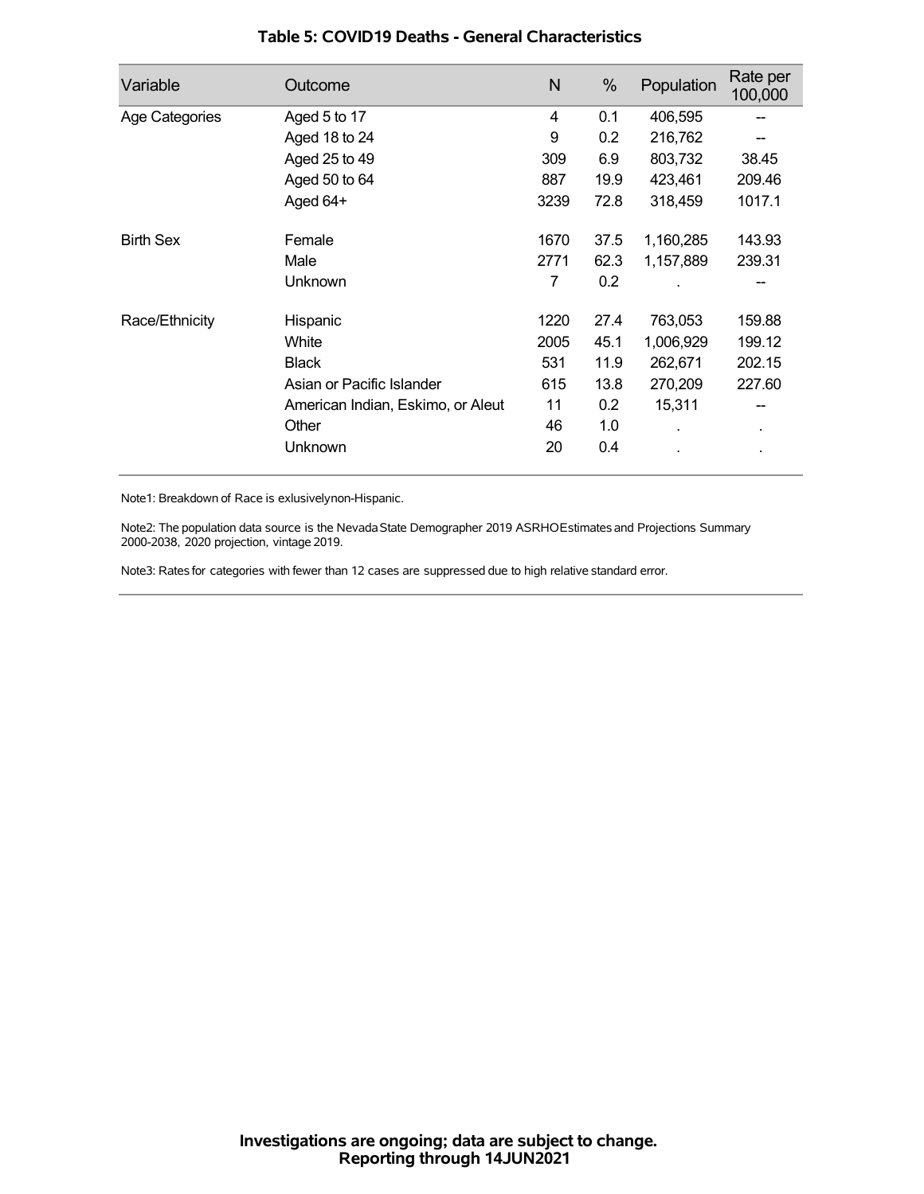# Table 5: COVID19 Deaths - General Characteristics

| Variable | Outcome | N | % | Population | Rate per 100,000 |
|---|---|---|---|---|---|
| Age Categories | Aged 5 to 17 | 4 | 0.1 | 406,595 | -- |
| | Aged 18 to 24 | 9 | 0.2 | 216,762 | -- |
| | Aged 25 to 49 | 309 | 6.9 | 803,732 | 38.45 |
| | Aged 50 to 64 | 887 | 19.9 | 423,461 | 209.46 |
| | Aged 64+ | 3239 | 72.8 | 318,459 | 1017.1 |
| Birth Sex | Female | 1670 | 37.5 | 1,160,285 | 143.93 |
| | Male | 2771 | 62.3 | 1,157,889 | 239.31 |
| | Unknown | 7 | 0.2 | . | -- |
| Race/Ethnicity | Hispanic | 1220 | 27.4 | 763,053 | 159.88 |
| | White | 2005 | 45.1 | 1,006,929 | 199.12 |
| | Black | 531 | 11.9 | 262,671 | 202.15 |
| | Asian or Pacific Islander | 615 | 13.8 | 270,209 | 227.60 |
| | American Indian, Eskimo, or Aleut | 11 | 0.2 | 15,311 | -- |
| | Other | 46 | 1.0 | . | . |
| | Unknown | 20 | 0.4 | . | . |

Note1: Breakdown of Race is exlusivelynon-Hispanic.

Note2: The population data source is the Nevada State Demographer 2019 ASRHOEstimates and Projections Summary 2000-2038, 2020 projection, vintage 2019.

Note3: Rates for categories with fewer than 12 cases are suppressed due to high relative standard error.

**Investigations are ongoing; data are subject to change.**
**Reporting through 14JUN2021**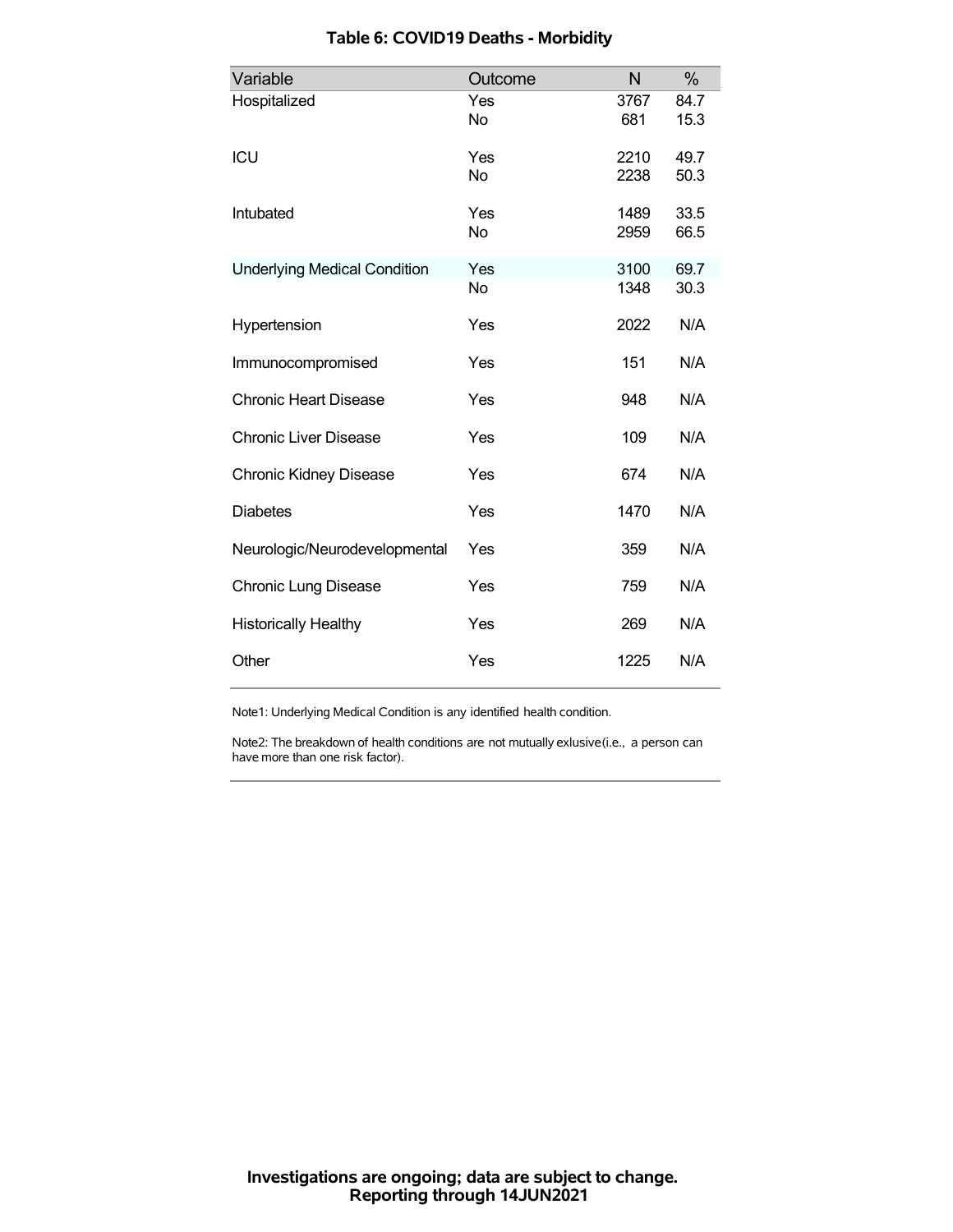## Table 6: COVID19 Deaths - Morbidity

| Variable | Outcome | N | % |
|---|---|---|---|
| Hospitalized | Yes | 3767 | 84.7 |
| | No | 681 | 15.3 |
| ICU | Yes | 2210 | 49.7 |
| | No | 2238 | 50.3 |
| Intubated | Yes | 1489 | 33.5 |
| | No | 2959 | 66.5 |
| Underlying Medical Condition | Yes | 3100 | 69.7 |
| | No | 1348 | 30.3 |
| Hypertension | Yes | 2022 | N/A |
| Immunocompromised | Yes | 151 | N/A |
| Chronic Heart Disease | Yes | 948 | N/A |
| Chronic Liver Disease | Yes | 109 | N/A |
| Chronic Kidney Disease | Yes | 674 | N/A |
| Diabetes | Yes | 1470 | N/A |
| Neurologic/Neurodevelopmental | Yes | 359 | N/A |
| Chronic Lung Disease | Yes | 759 | N/A |
| Historically Healthy | Yes | 269 | N/A |
| Other | Yes | 1225 | N/A |

Note1: Underlying Medical Condition is any identified health condition.

Note2: The breakdown of health conditions are not mutually exlusive(i.e., a person can have more than one risk factor).

**Investigations are ongoing; data are subject to change.**
**Reporting through 14JUN2021**